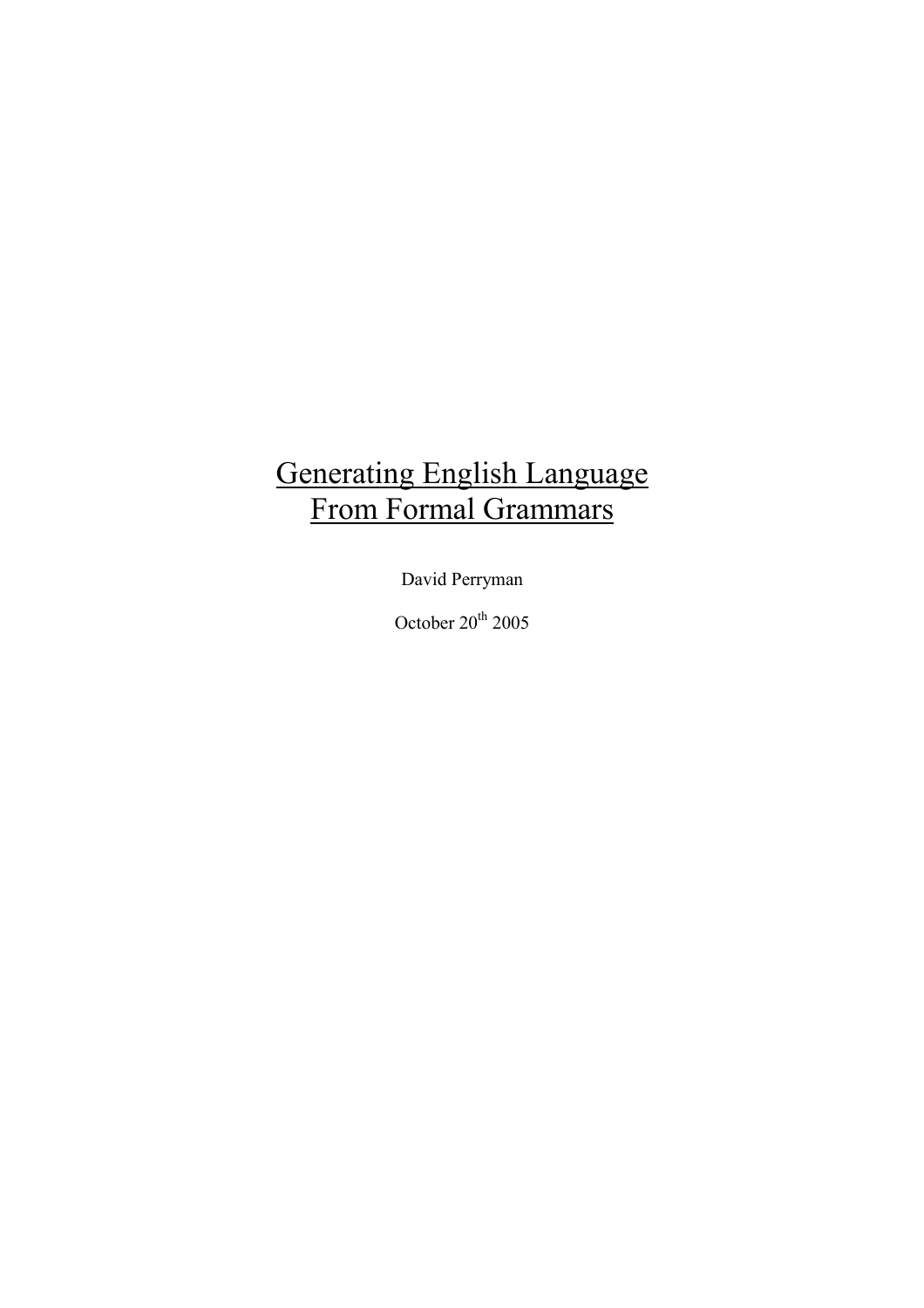# Generating English Language From Formal Grammars

David Perryman

October 20th 2005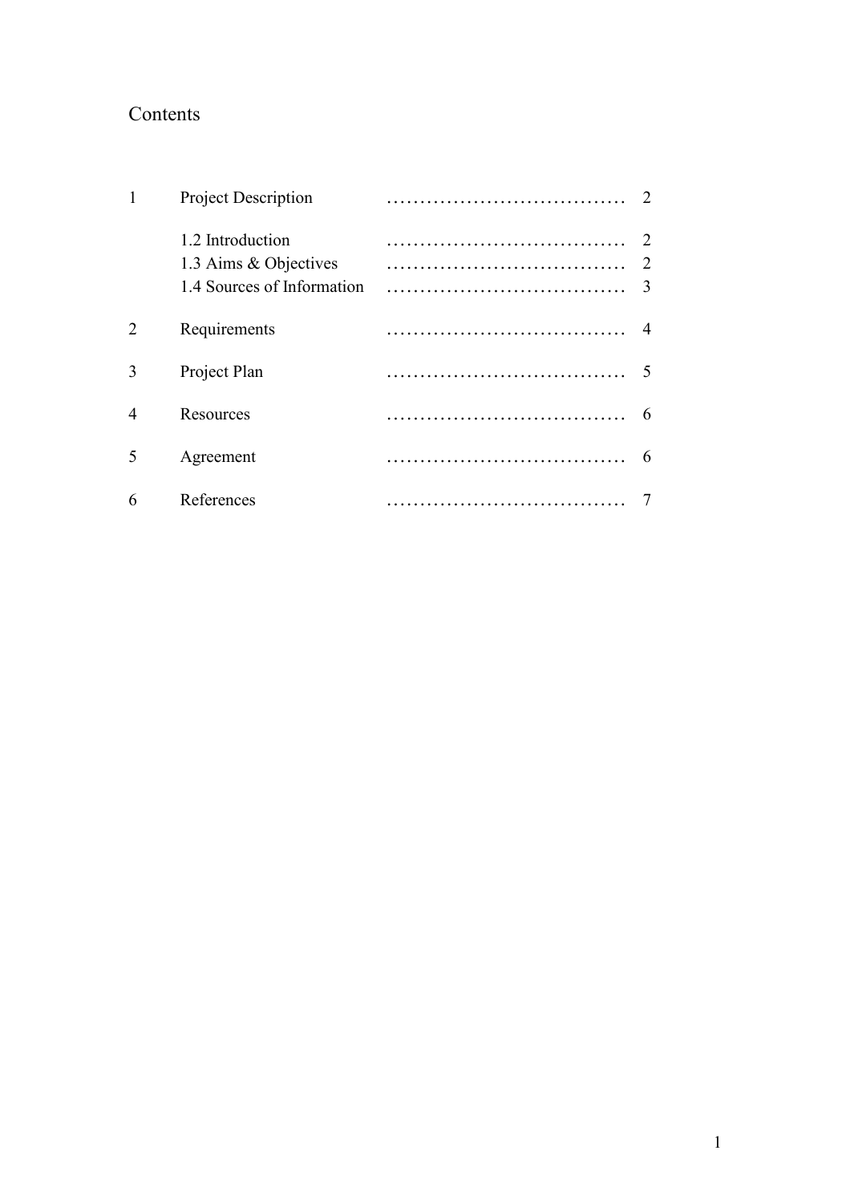# Contents

| | | |
|---|---|---|
| 1 | Project Description | 2 |
| | 1.2 Introduction | 2 |
| | 1.3 Aims & Objectives | 2 |
| | 1.4 Sources of Information | 3 |
| 2 | Requirements | 4 |
| 3 | Project Plan | 5 |
| 4 | Resources | 6 |
| 5 | Agreement | 6 |
| 6 | References | 7 |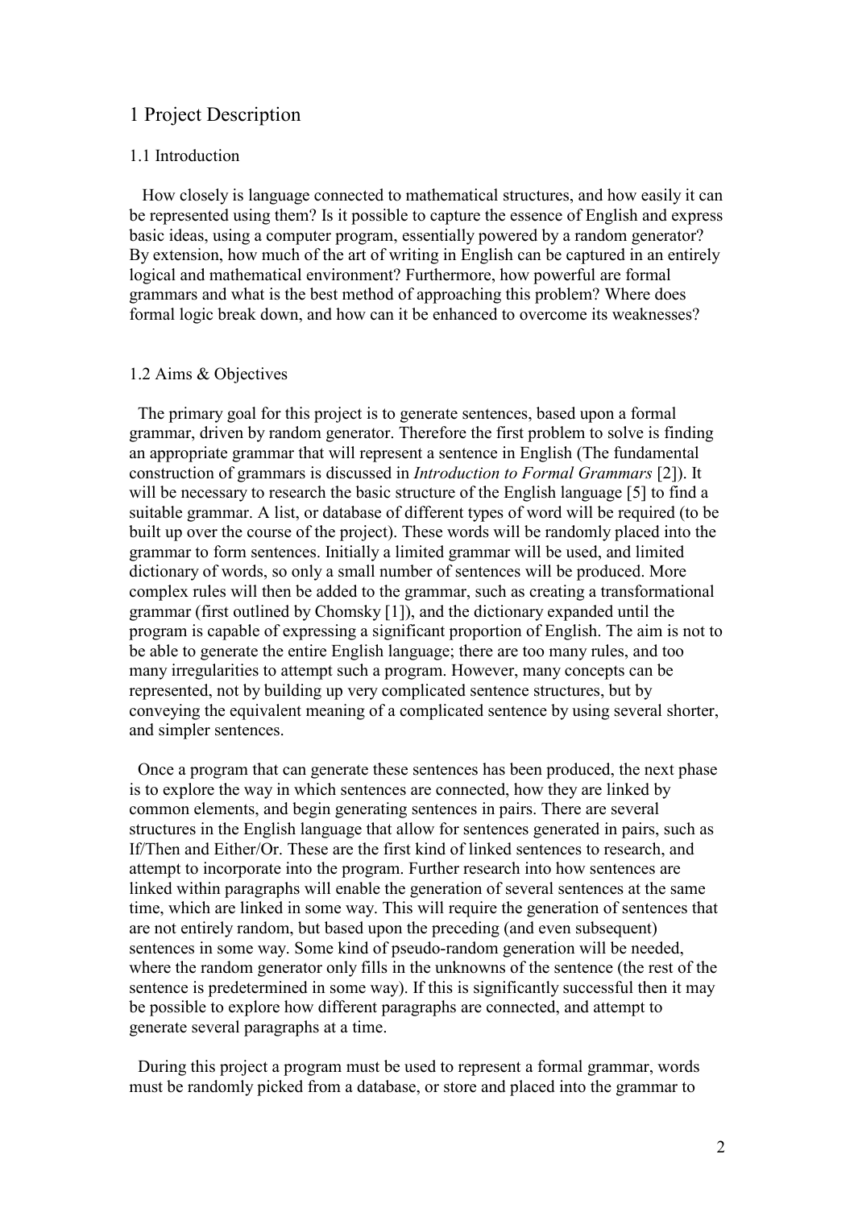# 1 Project Description

## 1.1 Introduction

How closely is language connected to mathematical structures, and how easily it can be represented using them? Is it possible to capture the essence of English and express basic ideas, using a computer program, essentially powered by a random generator? By extension, how much of the art of writing in English can be captured in an entirely logical and mathematical environment? Furthermore, how powerful are formal grammars and what is the best method of approaching this problem? Where does formal logic break down, and how can it be enhanced to overcome its weaknesses?

## 1.2 Aims & Objectives

The primary goal for this project is to generate sentences, based upon a formal grammar, driven by random generator. Therefore the first problem to solve is finding an appropriate grammar that will represent a sentence in English (The fundamental construction of grammars is discussed in *Introduction to Formal Grammars* [2]). It will be necessary to research the basic structure of the English language [5] to find a suitable grammar. A list, or database of different types of word will be required (to be built up over the course of the project). These words will be randomly placed into the grammar to form sentences. Initially a limited grammar will be used, and limited dictionary of words, so only a small number of sentences will be produced. More complex rules will then be added to the grammar, such as creating a transformational grammar (first outlined by Chomsky [1]), and the dictionary expanded until the program is capable of expressing a significant proportion of English. The aim is not to be able to generate the entire English language; there are too many rules, and too many irregularities to attempt such a program. However, many concepts can be represented, not by building up very complicated sentence structures, but by conveying the equivalent meaning of a complicated sentence by using several shorter, and simpler sentences.

Once a program that can generate these sentences has been produced, the next phase is to explore the way in which sentences are connected, how they are linked by common elements, and begin generating sentences in pairs. There are several structures in the English language that allow for sentences generated in pairs, such as If/Then and Either/Or. These are the first kind of linked sentences to research, and attempt to incorporate into the program. Further research into how sentences are linked within paragraphs will enable the generation of several sentences at the same time, which are linked in some way. This will require the generation of sentences that are not entirely random, but based upon the preceding (and even subsequent) sentences in some way. Some kind of pseudo-random generation will be needed, where the random generator only fills in the unknowns of the sentence (the rest of the sentence is predetermined in some way). If this is significantly successful then it may be possible to explore how different paragraphs are connected, and attempt to generate several paragraphs at a time.

During this project a program must be used to represent a formal grammar, words must be randomly picked from a database, or store and placed into the grammar to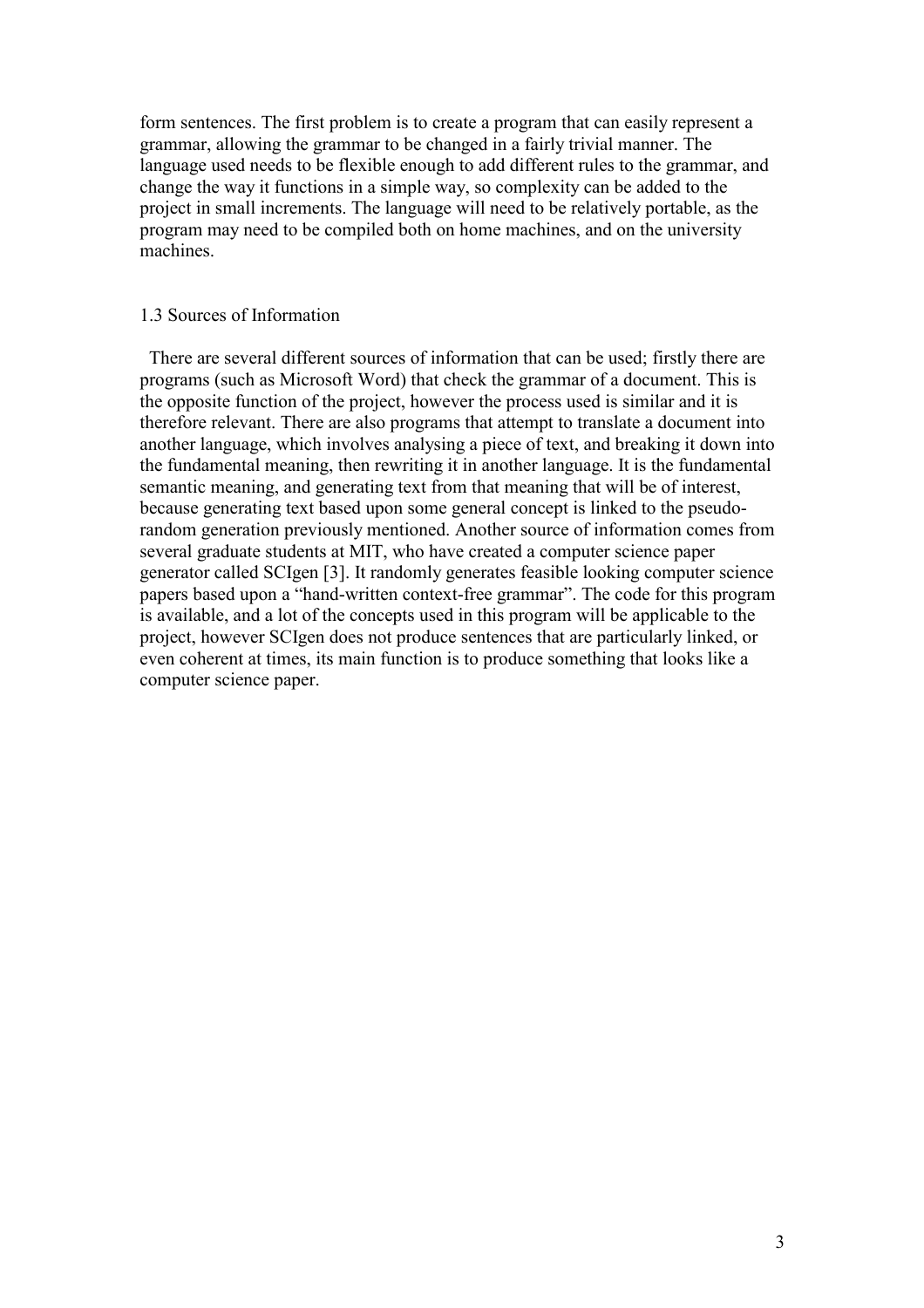form sentences. The first problem is to create a program that can easily represent a grammar, allowing the grammar to be changed in a fairly trivial manner. The language used needs to be flexible enough to add different rules to the grammar, and change the way it functions in a simple way, so complexity can be added to the project in small increments. The language will need to be relatively portable, as the program may need to be compiled both on home machines, and on the university machines.

### 1.3 Sources of Information

There are several different sources of information that can be used; firstly there are programs (such as Microsoft Word) that check the grammar of a document. This is the opposite function of the project, however the process used is similar and it is therefore relevant. There are also programs that attempt to translate a document into another language, which involves analysing a piece of text, and breaking it down into the fundamental meaning, then rewriting it in another language. It is the fundamental semantic meaning, and generating text from that meaning that will be of interest, because generating text based upon some general concept is linked to the pseudo-random generation previously mentioned. Another source of information comes from several graduate students at MIT, who have created a computer science paper generator called SCIgen [3]. It randomly generates feasible looking computer science papers based upon a "hand-written context-free grammar". The code for this program is available, and a lot of the concepts used in this program will be applicable to the project, however SCIgen does not produce sentences that are particularly linked, or even coherent at times, its main function is to produce something that looks like a computer science paper.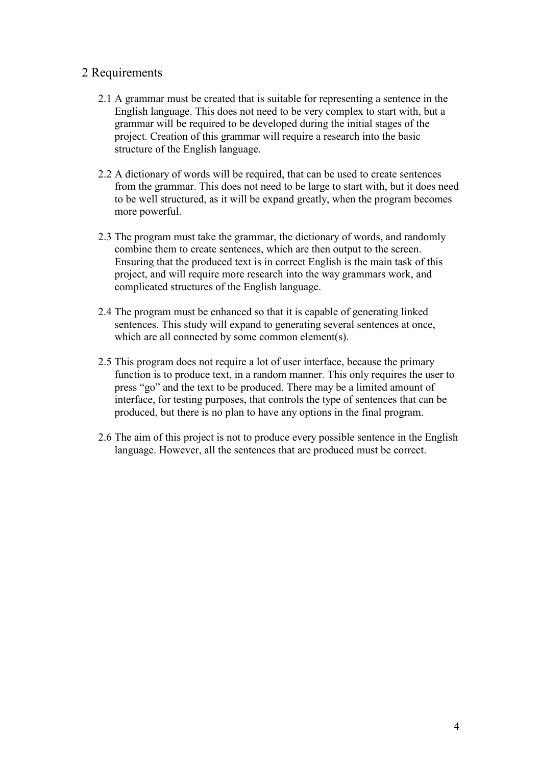## 2 Requirements

2.1 A grammar must be created that is suitable for representing a sentence in the English language. This does not need to be very complex to start with, but a grammar will be required to be developed during the initial stages of the project. Creation of this grammar will require a research into the basic structure of the English language.

2.2 A dictionary of words will be required, that can be used to create sentences from the grammar. This does not need to be large to start with, but it does need to be well structured, as it will be expand greatly, when the program becomes more powerful.

2.3 The program must take the grammar, the dictionary of words, and randomly combine them to create sentences, which are then output to the screen. Ensuring that the produced text is in correct English is the main task of this project, and will require more research into the way grammars work, and complicated structures of the English language.

2.4 The program must be enhanced so that it is capable of generating linked sentences. This study will expand to generating several sentences at once, which are all connected by some common element(s).

2.5 This program does not require a lot of user interface, because the primary function is to produce text, in a random manner. This only requires the user to press "go" and the text to be produced. There may be a limited amount of interface, for testing purposes, that controls the type of sentences that can be produced, but there is no plan to have any options in the final program.

2.6 The aim of this project is not to produce every possible sentence in the English language. However, all the sentences that are produced must be correct.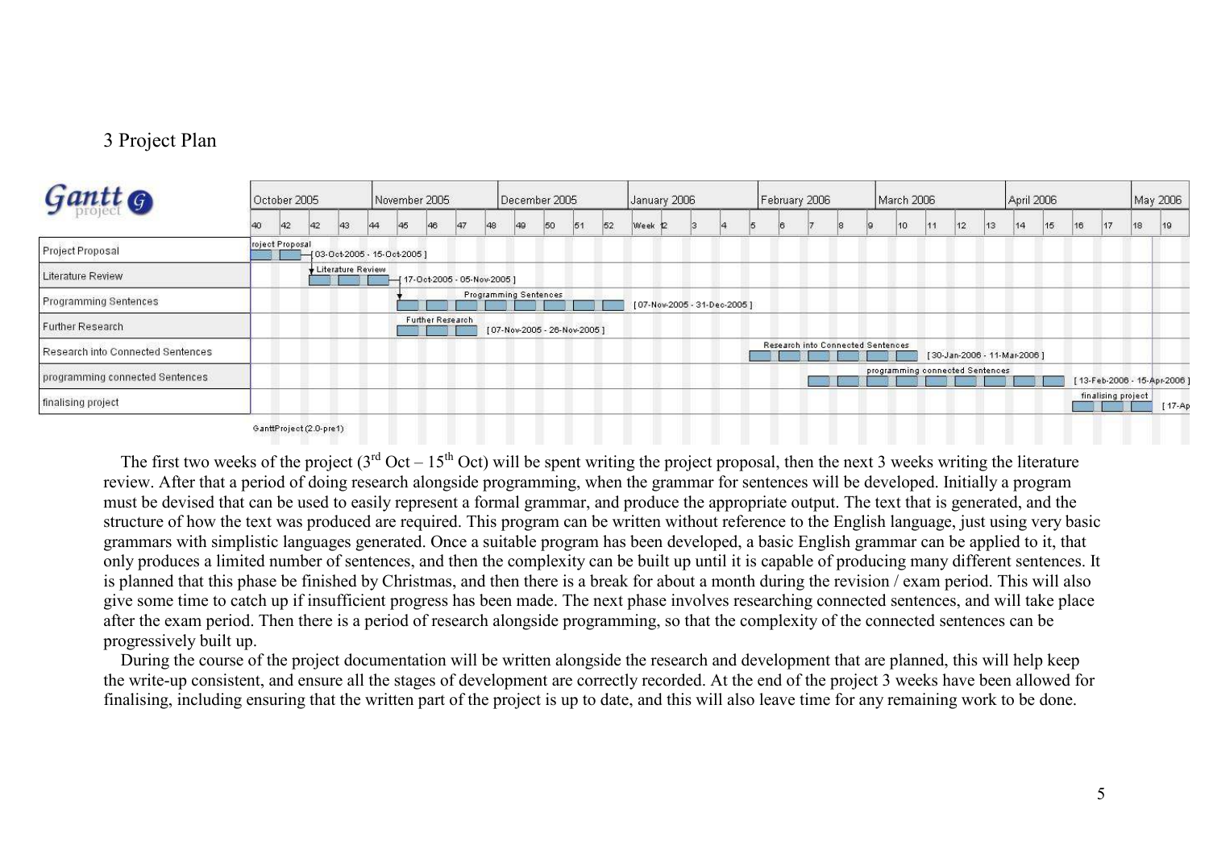## 3 Project Plan

| Task | Dates |
|---|---|
| Project Proposal | [ 03-Oct-2005 - 15-Oct-2005 ] |
| Literature Review | [ 17-Oct-2005 - 05-Nov-2005 ] |
| Programming Sentences | [ 07-Nov-2005 - 31-Dec-2005 ] |
| Further Research | [ 07-Nov-2005 - 26-Nov-2005 ] |
| Research into Connected Sentences | [ 30-Jan-2006 - 11-Mar-2006 ] |
| programming connected Sentences | [ 13-Feb-2006 - 15-Apr-2006 ] |
| finalising project | [ 17-Ap |

GanttProject (2.0-pre1)

The first two weeks of the project (3rd Oct – 15th Oct) will be spent writing the project proposal, then the next 3 weeks writing the literature review. After that a period of doing research alongside programming, when the grammar for sentences will be developed. Initially a program must be devised that can be used to easily represent a formal grammar, and produce the appropriate output. The text that is generated, and the structure of how the text was produced are required. This program can be written without reference to the English language, just using very basic grammars with simplistic languages generated. Once a suitable program has been developed, a basic English grammar can be applied to it, that only produces a limited number of sentences, and then the complexity can be built up until it is capable of producing many different sentences. It is planned that this phase be finished by Christmas, and then there is a break for about a month during the revision / exam period. This will also give some time to catch up if insufficient progress has been made. The next phase involves researching connected sentences, and will take place after the exam period. Then there is a period of research alongside programming, so that the complexity of the connected sentences can be progressively built up.

During the course of the project documentation will be written alongside the research and development that are planned, this will help keep the write-up consistent, and ensure all the stages of development are correctly recorded. At the end of the project 3 weeks have been allowed for finalising, including ensuring that the written part of the project is up to date, and this will also leave time for any remaining work to be done.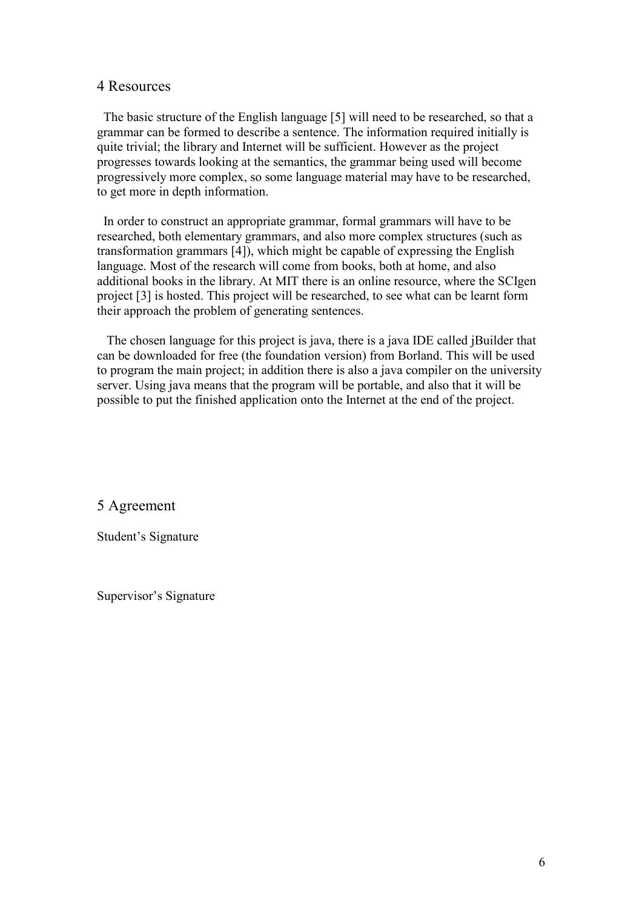## 4 Resources

The basic structure of the English language [5] will need to be researched, so that a grammar can be formed to describe a sentence. The information required initially is quite trivial; the library and Internet will be sufficient. However as the project progresses towards looking at the semantics, the grammar being used will become progressively more complex, so some language material may have to be researched, to get more in depth information.

In order to construct an appropriate grammar, formal grammars will have to be researched, both elementary grammars, and also more complex structures (such as transformation grammars [4]), which might be capable of expressing the English language. Most of the research will come from books, both at home, and also additional books in the library. At MIT there is an online resource, where the SCIgen project [3] is hosted. This project will be researched, to see what can be learnt form their approach the problem of generating sentences.

The chosen language for this project is java, there is a java IDE called jBuilder that can be downloaded for free (the foundation version) from Borland. This will be used to program the main project; in addition there is also a java compiler on the university server. Using java means that the program will be portable, and also that it will be possible to put the finished application onto the Internet at the end of the project.

## 5 Agreement

Student's Signature

Supervisor's Signature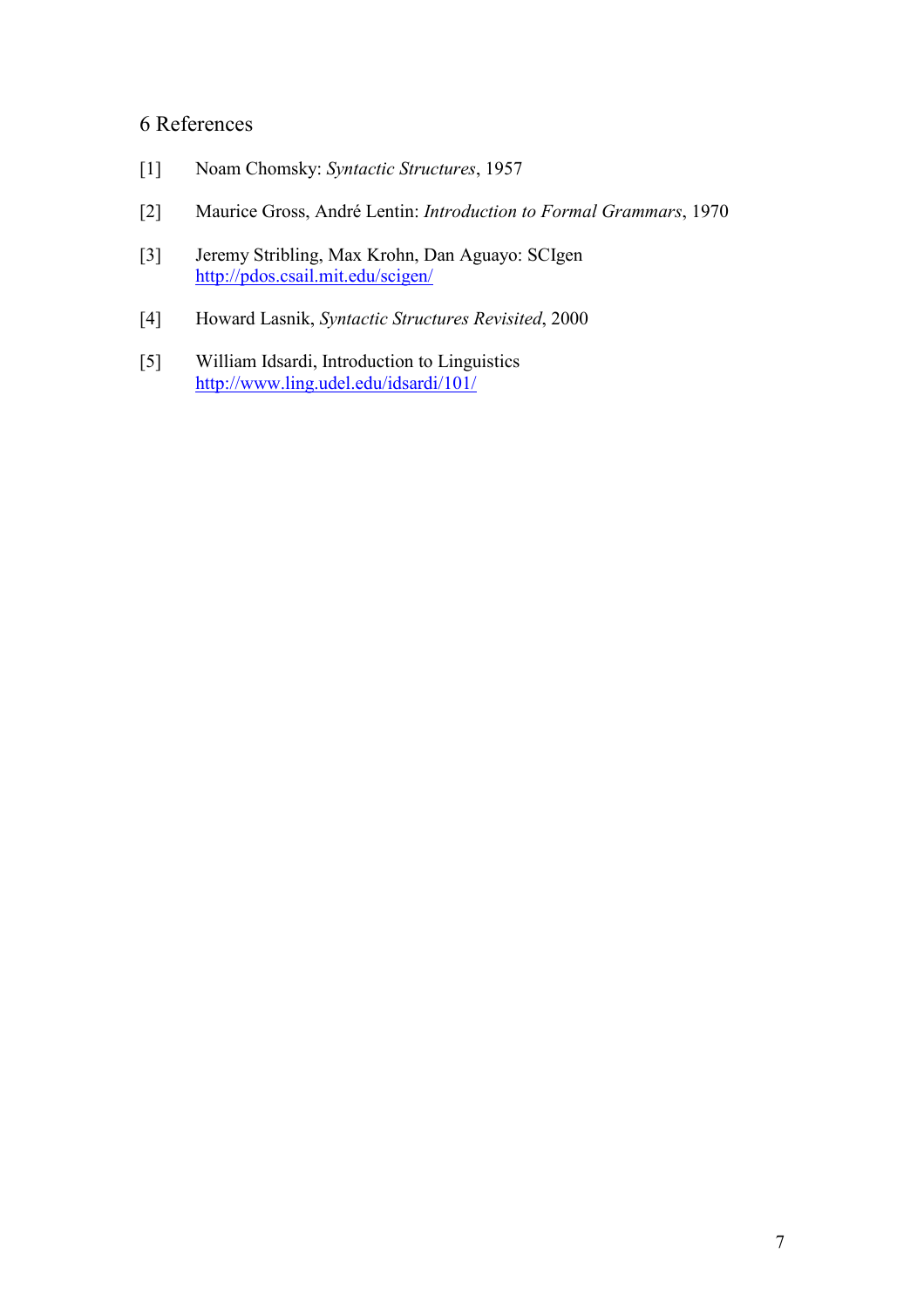## 6 References

[1] Noam Chomsky: *Syntactic Structures*, 1957

[2] Maurice Gross, André Lentin: *Introduction to Formal Grammars*, 1970

[3] Jeremy Stribling, Max Krohn, Dan Aguayo: SCIgen
http://pdos.csail.mit.edu/scigen/

[4] Howard Lasnik, *Syntactic Structures Revisited*, 2000

[5] William Idsardi, Introduction to Linguistics
http://www.ling.udel.edu/idsardi/101/